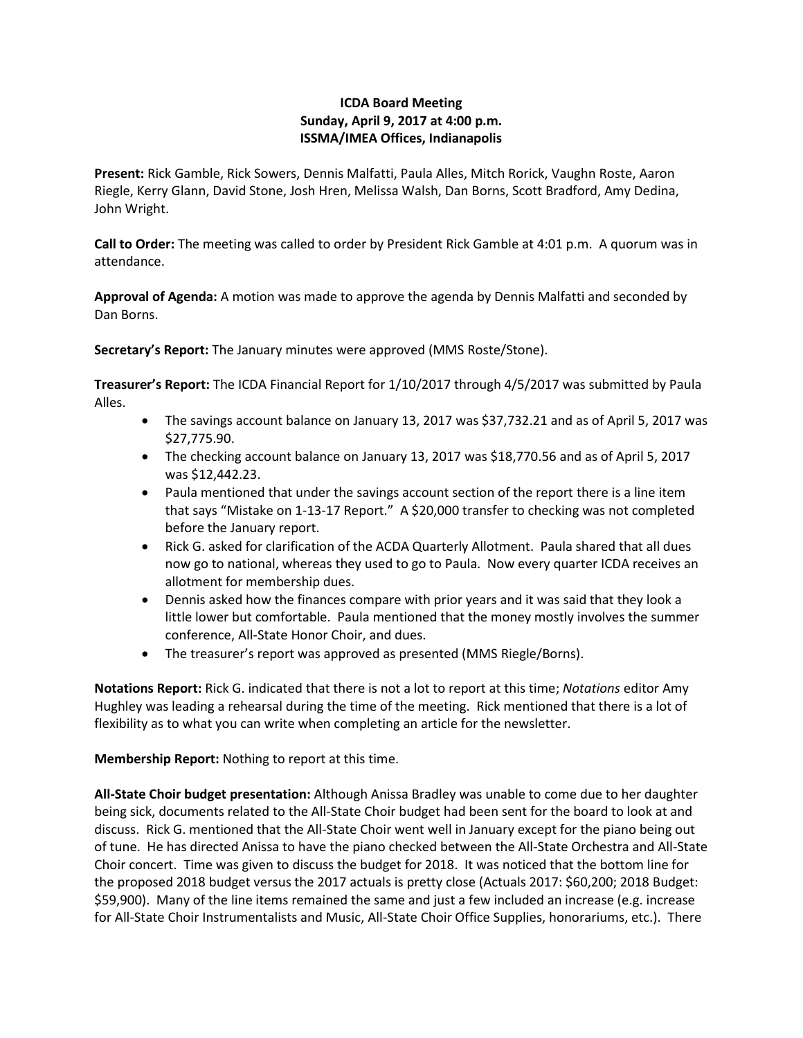**ICDA Board Meeting**
**Sunday, April 9, 2017 at 4:00 p.m.**
**ISSMA/IMEA Offices, Indianapolis**

**Present:** Rick Gamble, Rick Sowers, Dennis Malfatti, Paula Alles, Mitch Rorick, Vaughn Roste, Aaron Riegle, Kerry Glann, David Stone, Josh Hren, Melissa Walsh, Dan Borns, Scott Bradford, Amy Dedina, John Wright.

**Call to Order:** The meeting was called to order by President Rick Gamble at 4:01 p.m. A quorum was in attendance.

**Approval of Agenda:** A motion was made to approve the agenda by Dennis Malfatti and seconded by Dan Borns.

**Secretary's Report:** The January minutes were approved (MMS Roste/Stone).

**Treasurer's Report:** The ICDA Financial Report for 1/10/2017 through 4/5/2017 was submitted by Paula Alles.

- The savings account balance on January 13, 2017 was $37,732.21 and as of April 5, 2017 was $27,775.90.
- The checking account balance on January 13, 2017 was $18,770.56 and as of April 5, 2017 was $12,442.23.
- Paula mentioned that under the savings account section of the report there is a line item that says "Mistake on 1-13-17 Report." A $20,000 transfer to checking was not completed before the January report.
- Rick G. asked for clarification of the ACDA Quarterly Allotment. Paula shared that all dues now go to national, whereas they used to go to Paula. Now every quarter ICDA receives an allotment for membership dues.
- Dennis asked how the finances compare with prior years and it was said that they look a little lower but comfortable. Paula mentioned that the money mostly involves the summer conference, All-State Honor Choir, and dues.
- The treasurer's report was approved as presented (MMS Riegle/Borns).

**Notations Report:** Rick G. indicated that there is not a lot to report at this time; *Notations* editor Amy Hughley was leading a rehearsal during the time of the meeting. Rick mentioned that there is a lot of flexibility as to what you can write when completing an article for the newsletter.

**Membership Report:** Nothing to report at this time.

**All-State Choir budget presentation:** Although Anissa Bradley was unable to come due to her daughter being sick, documents related to the All-State Choir budget had been sent for the board to look at and discuss. Rick G. mentioned that the All-State Choir went well in January except for the piano being out of tune. He has directed Anissa to have the piano checked between the All-State Orchestra and All-State Choir concert. Time was given to discuss the budget for 2018. It was noticed that the bottom line for the proposed 2018 budget versus the 2017 actuals is pretty close (Actuals 2017: $60,200; 2018 Budget: $59,900). Many of the line items remained the same and just a few included an increase (e.g. increase for All-State Choir Instrumentalists and Music, All-State Choir Office Supplies, honorariums, etc.). There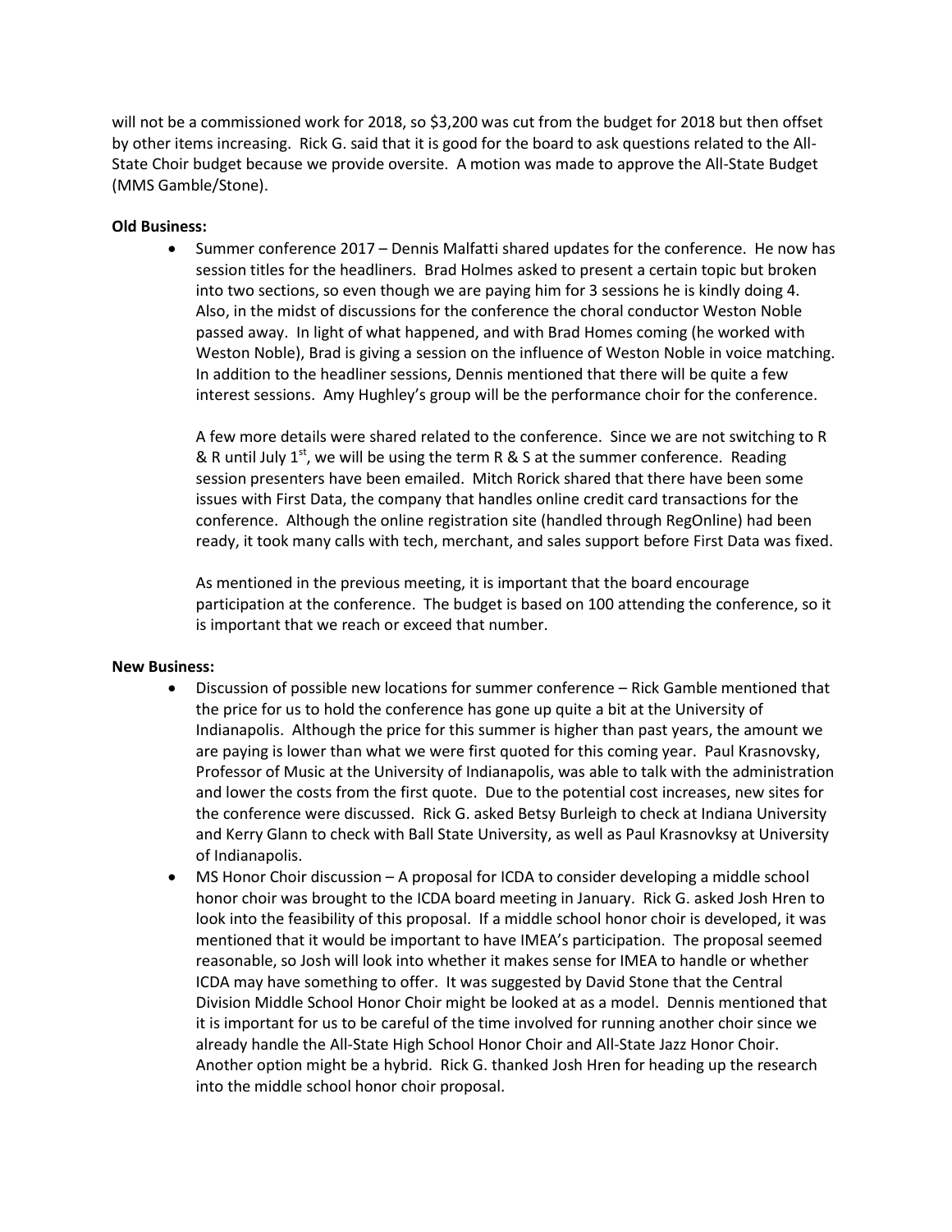will not be a commissioned work for 2018, so $3,200 was cut from the budget for 2018 but then offset by other items increasing. Rick G. said that it is good for the board to ask questions related to the All-State Choir budget because we provide oversite. A motion was made to approve the All-State Budget (MMS Gamble/Stone).

**Old Business:**

- Summer conference 2017 – Dennis Malfatti shared updates for the conference. He now has session titles for the headliners. Brad Holmes asked to present a certain topic but broken into two sections, so even though we are paying him for 3 sessions he is kindly doing 4. Also, in the midst of discussions for the conference the choral conductor Weston Noble passed away. In light of what happened, and with Brad Homes coming (he worked with Weston Noble), Brad is giving a session on the influence of Weston Noble in voice matching. In addition to the headliner sessions, Dennis mentioned that there will be quite a few interest sessions. Amy Hughley's group will be the performance choir for the conference.

  A few more details were shared related to the conference. Since we are not switching to R & R until July 1st, we will be using the term R & S at the summer conference. Reading session presenters have been emailed. Mitch Rorick shared that there have been some issues with First Data, the company that handles online credit card transactions for the conference. Although the online registration site (handled through RegOnline) had been ready, it took many calls with tech, merchant, and sales support before First Data was fixed.

  As mentioned in the previous meeting, it is important that the board encourage participation at the conference. The budget is based on 100 attending the conference, so it is important that we reach or exceed that number.

**New Business:**

- Discussion of possible new locations for summer conference – Rick Gamble mentioned that the price for us to hold the conference has gone up quite a bit at the University of Indianapolis. Although the price for this summer is higher than past years, the amount we are paying is lower than what we were first quoted for this coming year. Paul Krasnovsky, Professor of Music at the University of Indianapolis, was able to talk with the administration and lower the costs from the first quote. Due to the potential cost increases, new sites for the conference were discussed. Rick G. asked Betsy Burleigh to check at Indiana University and Kerry Glann to check with Ball State University, as well as Paul Krasnovksy at University of Indianapolis.
- MS Honor Choir discussion – A proposal for ICDA to consider developing a middle school honor choir was brought to the ICDA board meeting in January. Rick G. asked Josh Hren to look into the feasibility of this proposal. If a middle school honor choir is developed, it was mentioned that it would be important to have IMEA's participation. The proposal seemed reasonable, so Josh will look into whether it makes sense for IMEA to handle or whether ICDA may have something to offer. It was suggested by David Stone that the Central Division Middle School Honor Choir might be looked at as a model. Dennis mentioned that it is important for us to be careful of the time involved for running another choir since we already handle the All-State High School Honor Choir and All-State Jazz Honor Choir. Another option might be a hybrid. Rick G. thanked Josh Hren for heading up the research into the middle school honor choir proposal.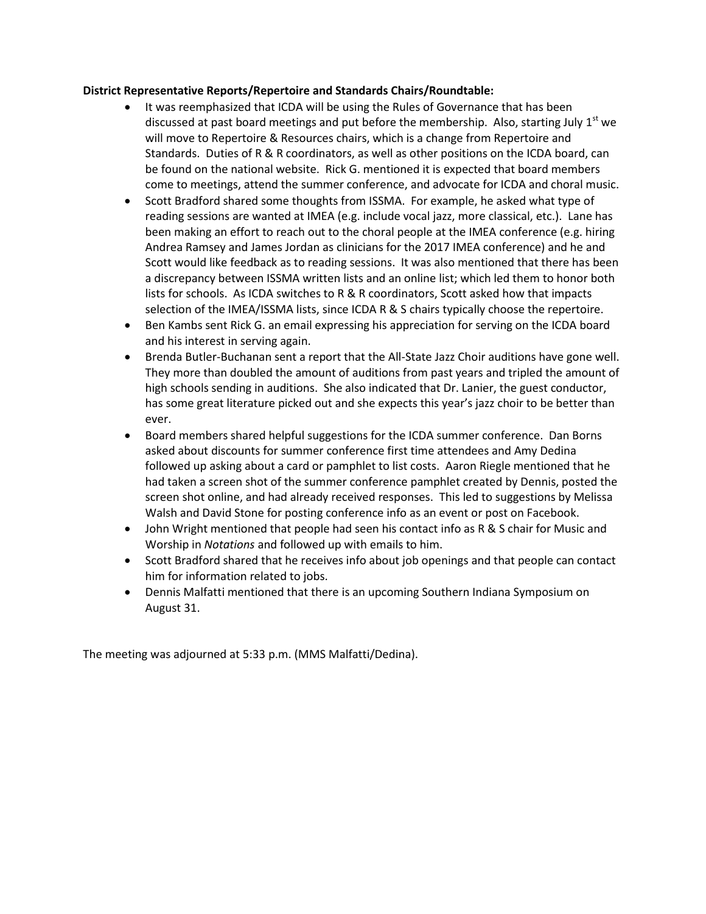**District Representative Reports/Repertoire and Standards Chairs/Roundtable:**

- It was reemphasized that ICDA will be using the Rules of Governance that has been discussed at past board meetings and put before the membership. Also, starting July 1st we will move to Repertoire & Resources chairs, which is a change from Repertoire and Standards. Duties of R & R coordinators, as well as other positions on the ICDA board, can be found on the national website. Rick G. mentioned it is expected that board members come to meetings, attend the summer conference, and advocate for ICDA and choral music.
- Scott Bradford shared some thoughts from ISSMA. For example, he asked what type of reading sessions are wanted at IMEA (e.g. include vocal jazz, more classical, etc.). Lane has been making an effort to reach out to the choral people at the IMEA conference (e.g. hiring Andrea Ramsey and James Jordan as clinicians for the 2017 IMEA conference) and he and Scott would like feedback as to reading sessions. It was also mentioned that there has been a discrepancy between ISSMA written lists and an online list; which led them to honor both lists for schools. As ICDA switches to R & R coordinators, Scott asked how that impacts selection of the IMEA/ISSMA lists, since ICDA R & S chairs typically choose the repertoire.
- Ben Kambs sent Rick G. an email expressing his appreciation for serving on the ICDA board and his interest in serving again.
- Brenda Butler-Buchanan sent a report that the All-State Jazz Choir auditions have gone well. They more than doubled the amount of auditions from past years and tripled the amount of high schools sending in auditions. She also indicated that Dr. Lanier, the guest conductor, has some great literature picked out and she expects this year's jazz choir to be better than ever.
- Board members shared helpful suggestions for the ICDA summer conference. Dan Borns asked about discounts for summer conference first time attendees and Amy Dedina followed up asking about a card or pamphlet to list costs. Aaron Riegle mentioned that he had taken a screen shot of the summer conference pamphlet created by Dennis, posted the screen shot online, and had already received responses. This led to suggestions by Melissa Walsh and David Stone for posting conference info as an event or post on Facebook.
- John Wright mentioned that people had seen his contact info as R & S chair for Music and Worship in *Notations* and followed up with emails to him.
- Scott Bradford shared that he receives info about job openings and that people can contact him for information related to jobs.
- Dennis Malfatti mentioned that there is an upcoming Southern Indiana Symposium on August 31.

The meeting was adjourned at 5:33 p.m. (MMS Malfatti/Dedina).